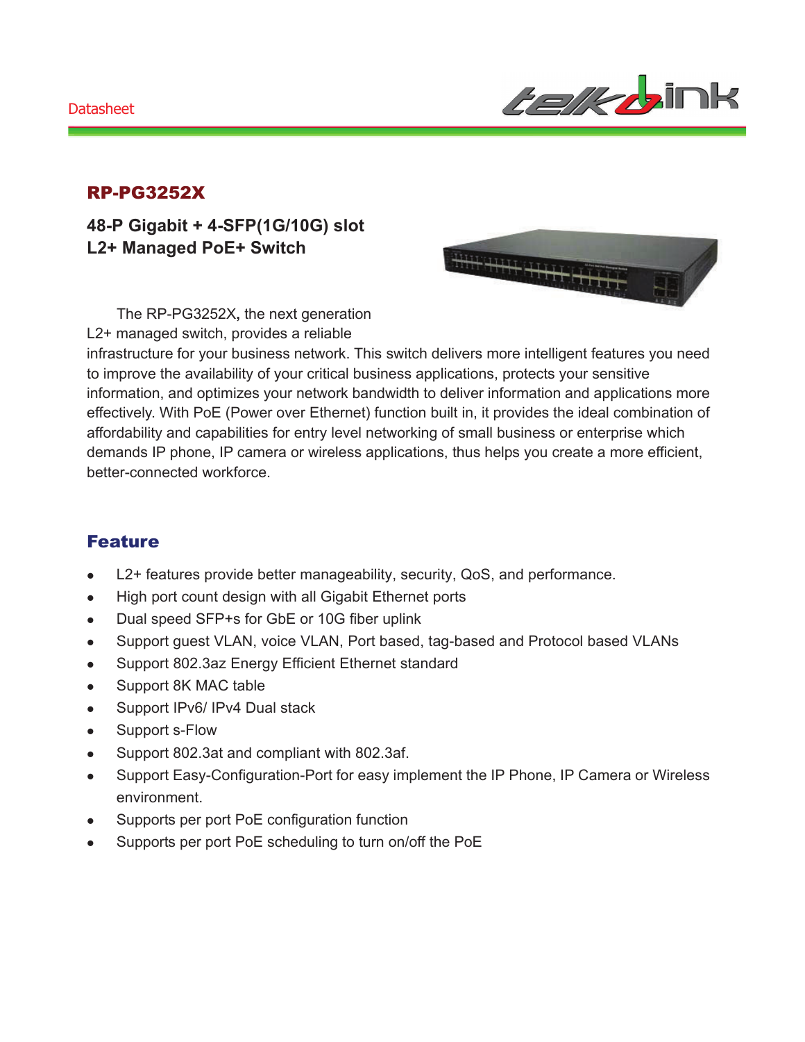Datasheet

# RP-PG3252X

## 48-P Gigabit + 4-SFP(1G/10G) slot L2+ Managed PoE+ Switch

The RP-PG3252X, the next generation L2+ managed switch, provides a reliable infrastructure for your business network. This switch delivers more intelligent features you need to improve the availability of your critical business applications, protects your sensitive information, and optimizes your network bandwidth to deliver information and applications more effectively. With PoE (Power over Ethernet) function built in, it provides the ideal combination of affordability and capabilities for entry level networking of small business or enterprise which demands IP phone, IP camera or wireless applications, thus helps you create a more efficient, better-connected workforce.

## Feature

- L2+ features provide better manageability, security, QoS, and performance.
- High port count design with all Gigabit Ethernet ports
- Dual speed SFP+s for GbE or 10G fiber uplink
- Support guest VLAN, voice VLAN, Port based, tag-based and Protocol based VLANs
- Support 802.3az Energy Efficient Ethernet standard
- Support 8K MAC table
- Support IPv6/ IPv4 Dual stack
- Support s-Flow
- Support 802.3at and compliant with 802.3af.
- Support Easy-Configuration-Port for easy implement the IP Phone, IP Camera or Wireless environment.
- Supports per port PoE configuration function
- Supports per port PoE scheduling to turn on/off the PoE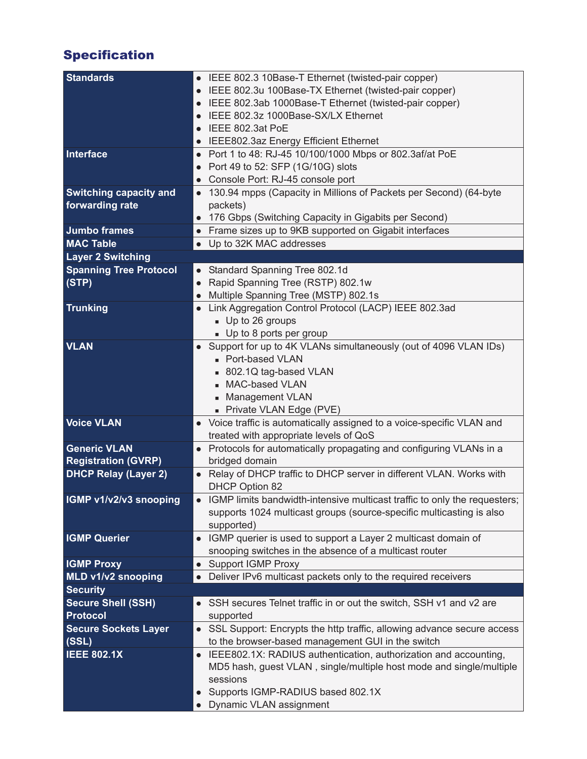## Specification

| | |
|---|---|
| **Standards** | • IEEE 802.3 10Base-T Ethernet (twisted-pair copper)<br>• IEEE 802.3u 100Base-TX Ethernet (twisted-pair copper)<br>• IEEE 802.3ab 1000Base-T Ethernet (twisted-pair copper)<br>• IEEE 802.3z 1000Base-SX/LX Ethernet<br>• IEEE 802.3at PoE<br>• IEEE802.3az Energy Efficient Ethernet |
| **Interface** | • Port 1 to 48: RJ-45 10/100/1000 Mbps or 802.3af/at PoE<br>• Port 49 to 52: SFP (1G/10G) slots<br>• Console Port: RJ-45 console port |
| **Switching capacity and forwarding rate** | • 130.94 mpps (Capacity in Millions of Packets per Second) (64-byte packets)<br>• 176 Gbps (Switching Capacity in Gigabits per Second) |
| **Jumbo frames** | • Frame sizes up to 9KB supported on Gigabit interfaces |
| **MAC Table** | • Up to 32K MAC addresses |
| **Layer 2 Switching** | |
| **Spanning Tree Protocol (STP)** | • Standard Spanning Tree 802.1d<br>• Rapid Spanning Tree (RSTP) 802.1w<br>• Multiple Spanning Tree (MSTP) 802.1s |
| **Trunking** | • Link Aggregation Control Protocol (LACP) IEEE 802.3ad<br>&nbsp;&nbsp;▪ Up to 26 groups<br>&nbsp;&nbsp;▪ Up to 8 ports per group |
| **VLAN** | • Support for up to 4K VLANs simultaneously (out of 4096 VLAN IDs)<br>&nbsp;&nbsp;▪ Port-based VLAN<br>&nbsp;&nbsp;▪ 802.1Q tag-based VLAN<br>&nbsp;&nbsp;▪ MAC-based VLAN<br>&nbsp;&nbsp;▪ Management VLAN<br>&nbsp;&nbsp;▪ Private VLAN Edge (PVE) |
| **Voice VLAN** | • Voice traffic is automatically assigned to a voice-specific VLAN and treated with appropriate levels of QoS |
| **Generic VLAN Registration (GVRP)** | • Protocols for automatically propagating and configuring VLANs in a bridged domain |
| **DHCP Relay (Layer 2)** | • Relay of DHCP traffic to DHCP server in different VLAN. Works with DHCP Option 82 |
| **IGMP v1/v2/v3 snooping** | • IGMP limits bandwidth-intensive multicast traffic to only the requesters; supports 1024 multicast groups (source-specific multicasting is also supported) |
| **IGMP Querier** | • IGMP querier is used to support a Layer 2 multicast domain of snooping switches in the absence of a multicast router |
| **IGMP Proxy** | • Support IGMP Proxy |
| **MLD v1/v2 snooping** | • Deliver IPv6 multicast packets only to the required receivers |
| **Security** | |
| **Secure Shell (SSH) Protocol** | • SSH secures Telnet traffic in or out the switch, SSH v1 and v2 are supported |
| **Secure Sockets Layer (SSL)** | • SSL Support: Encrypts the http traffic, allowing advance secure access to the browser-based management GUI in the switch |
| **IEEE 802.1X** | • IEEE802.1X: RADIUS authentication, authorization and accounting, MD5 hash, guest VLAN , single/multiple host mode and single/multiple sessions<br>• Supports IGMP-RADIUS based 802.1X<br>• Dynamic VLAN assignment |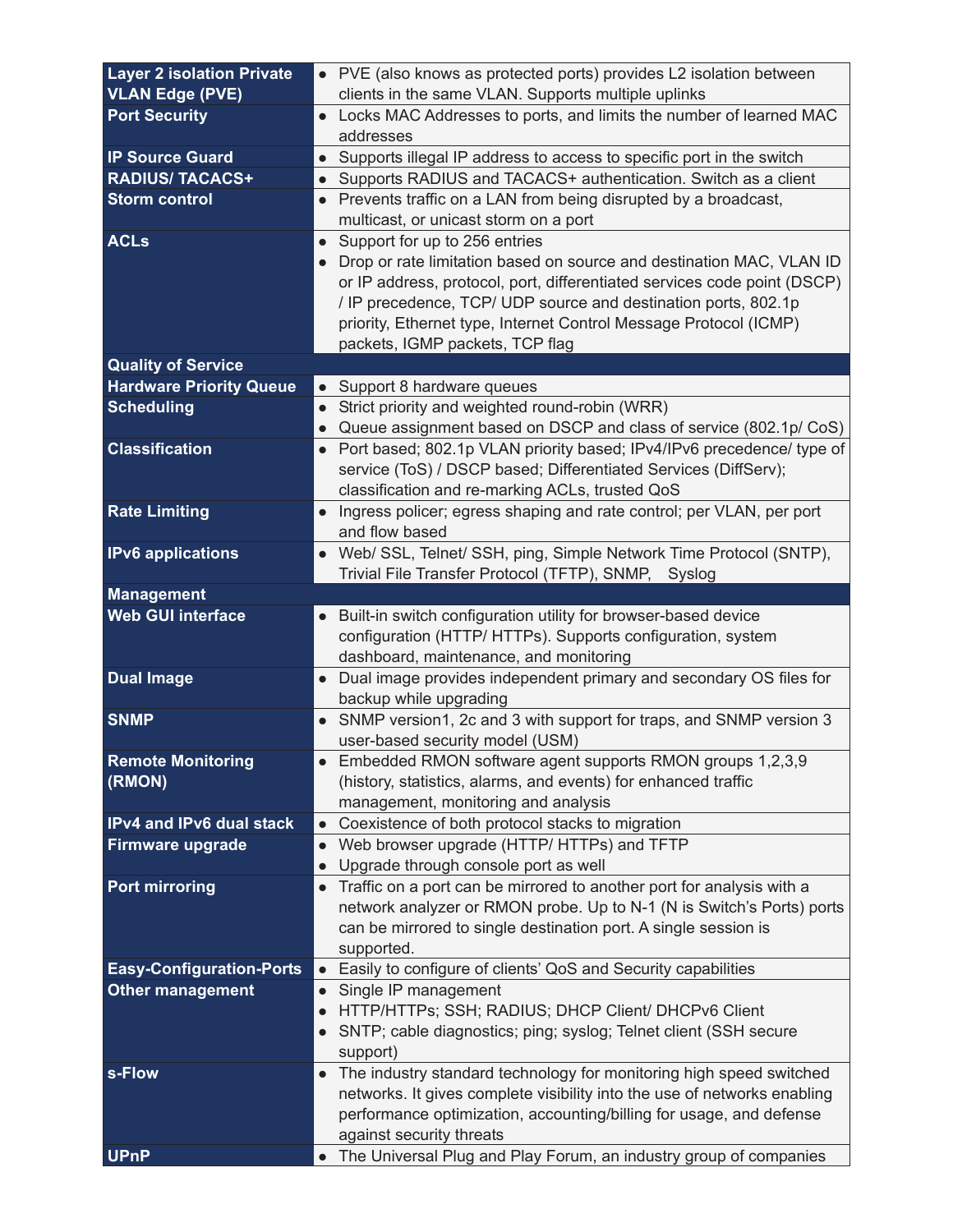| | |
|---|---|
| **Layer 2 isolation Private VLAN Edge (PVE)** | • PVE (also knows as protected ports) provides L2 isolation between clients in the same VLAN. Supports multiple uplinks |
| **Port Security** | • Locks MAC Addresses to ports, and limits the number of learned MAC addresses |
| **IP Source Guard** | • Supports illegal IP address to access to specific port in the switch |
| **RADIUS/ TACACS+** | • Supports RADIUS and TACACS+ authentication. Switch as a client |
| **Storm control** | • Prevents traffic on a LAN from being disrupted by a broadcast, multicast, or unicast storm on a port |
| **ACLs** | • Support for up to 256 entries<br>• Drop or rate limitation based on source and destination MAC, VLAN ID or IP address, protocol, port, differentiated services code point (DSCP) / IP precedence, TCP/ UDP source and destination ports, 802.1p priority, Ethernet type, Internet Control Message Protocol (ICMP) packets, IGMP packets, TCP flag |
| **Quality of Service** | |
| **Hardware Priority Queue** | • Support 8 hardware queues |
| **Scheduling** | • Strict priority and weighted round-robin (WRR)<br>• Queue assignment based on DSCP and class of service (802.1p/ CoS) |
| **Classification** | • Port based; 802.1p VLAN priority based; IPv4/IPv6 precedence/ type of service (ToS) / DSCP based; Differentiated Services (DiffServ); classification and re-marking ACLs, trusted QoS |
| **Rate Limiting** | • Ingress policer; egress shaping and rate control; per VLAN, per port and flow based |
| **IPv6 applications** | • Web/ SSL, Telnet/ SSH, ping, Simple Network Time Protocol (SNTP), Trivial File Transfer Protocol (TFTP), SNMP, Syslog |
| **Management** | |
| **Web GUI interface** | • Built-in switch configuration utility for browser-based device configuration (HTTP/ HTTPs). Supports configuration, system dashboard, maintenance, and monitoring |
| **Dual Image** | • Dual image provides independent primary and secondary OS files for backup while upgrading |
| **SNMP** | • SNMP version1, 2c and 3 with support for traps, and SNMP version 3 user-based security model (USM) |
| **Remote Monitoring (RMON)** | • Embedded RMON software agent supports RMON groups 1,2,3,9 (history, statistics, alarms, and events) for enhanced traffic management, monitoring and analysis |
| **IPv4 and IPv6 dual stack** | • Coexistence of both protocol stacks to migration |
| **Firmware upgrade** | • Web browser upgrade (HTTP/ HTTPs) and TFTP<br>• Upgrade through console port as well |
| **Port mirroring** | • Traffic on a port can be mirrored to another port for analysis with a network analyzer or RMON probe. Up to N-1 (N is Switch's Ports) ports can be mirrored to single destination port. A single session is supported. |
| **Easy-Configuration-Ports** | • Easily to configure of clients' QoS and Security capabilities |
| **Other management** | • Single IP management<br>• HTTP/HTTPs; SSH; RADIUS; DHCP Client/ DHCPv6 Client<br>• SNTP; cable diagnostics; ping; syslog; Telnet client (SSH secure support) |
| **s-Flow** | • The industry standard technology for monitoring high speed switched networks. It gives complete visibility into the use of networks enabling performance optimization, accounting/billing for usage, and defense against security threats |
| **UPnP** | • The Universal Plug and Play Forum, an industry group of companies |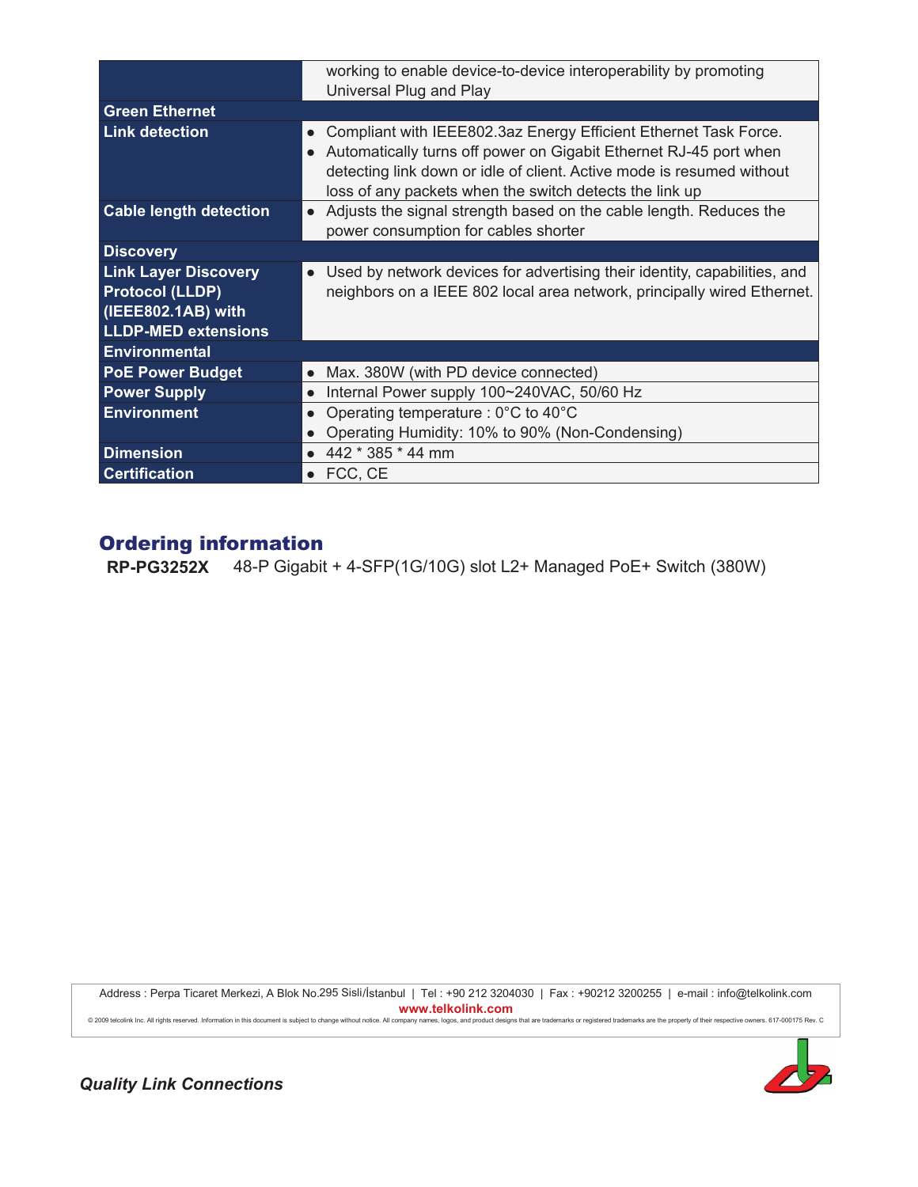| | |
|---|---|
| | working to enable device-to-device interoperability by promoting Universal Plug and Play |
| **Green Ethernet** | |
| **Link detection** | • Compliant with IEEE802.3az Energy Efficient Ethernet Task Force.<br>• Automatically turns off power on Gigabit Ethernet RJ-45 port when detecting link down or idle of client. Active mode is resumed without loss of any packets when the switch detects the link up |
| **Cable length detection** | • Adjusts the signal strength based on the cable length. Reduces the power consumption for cables shorter |
| **Discovery** | |
| **Link Layer Discovery Protocol (LLDP) (IEEE802.1AB) with LLDP-MED extensions** | • Used by network devices for advertising their identity, capabilities, and neighbors on a IEEE 802 local area network, principally wired Ethernet. |
| **Environmental** | |
| **PoE Power Budget** | • Max. 380W (with PD device connected) |
| **Power Supply** | • Internal Power supply 100~240VAC, 50/60 Hz |
| **Environment** | • Operating temperature : 0°C to 40°C<br>• Operating Humidity: 10% to 90% (Non-Condensing) |
| **Dimension** | • 442 * 385 * 44 mm |
| **Certification** | • FCC, CE |

## Ordering information

**RP-PG3252X** 48-P Gigabit + 4-SFP(1G/10G) slot L2+ Managed PoE+ Switch (380W)

Address : Perpa Ticaret Merkezi, A Blok No.295 Sisli/İstanbul | Tel : +90 212 3204030 | Fax : +90212 3200255 | e-mail : info@telkolink.com

**www.telkolink.com**

© 2009 telcolink Inc. All rights reserved. Information in this document is subject to change without notice. All company names, logos, and product designs that are trademarks or registered trademarks are the property of their respective owners. 617-000175 Rev. C

***Quality Link Connections***